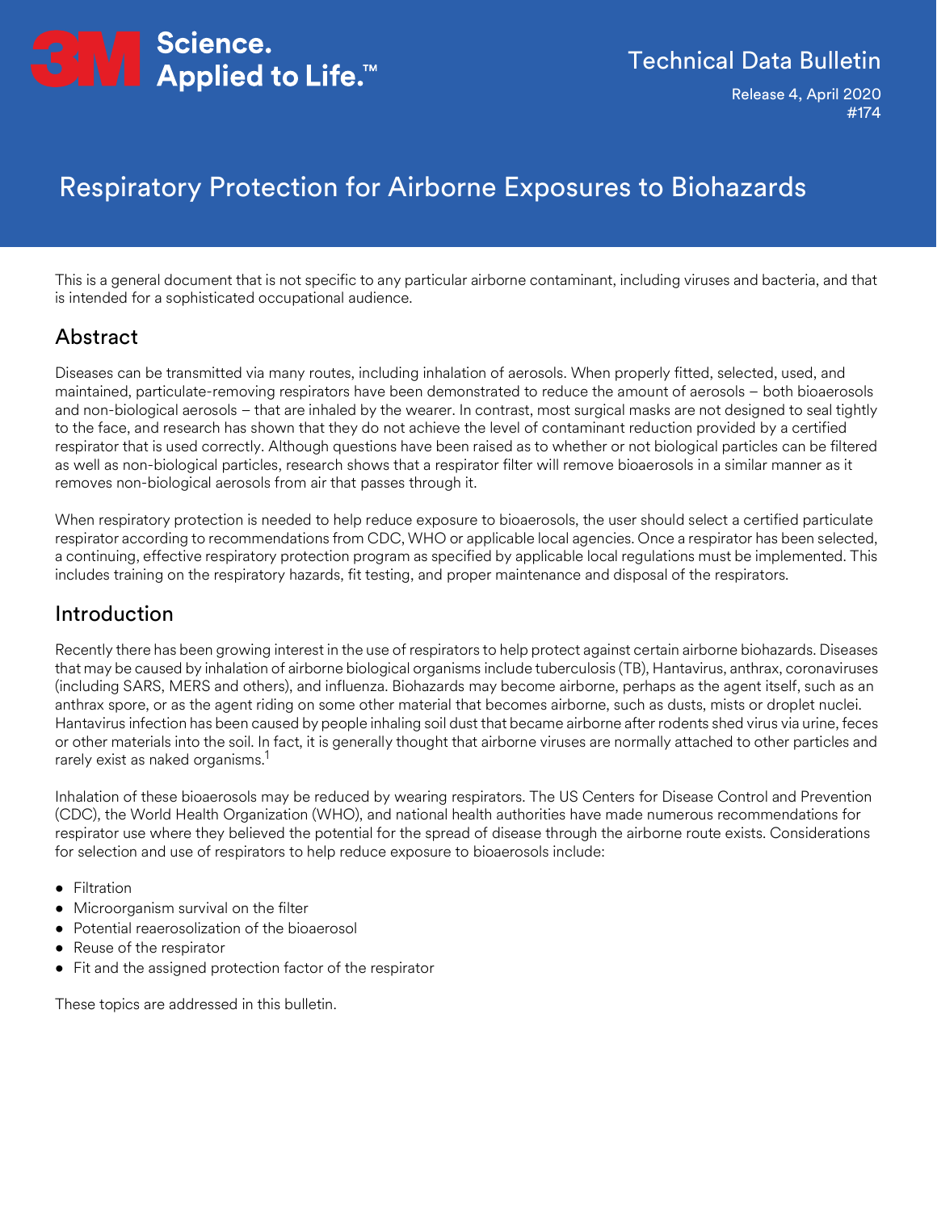3M Science. Applied to Life.™

Technical Data Bulletin

Release 4, April 2020
#174

# Respiratory Protection for Airborne Exposures to Biohazards

This is a general document that is not specific to any particular airborne contaminant, including viruses and bacteria, and that is intended for a sophisticated occupational audience.

## Abstract

Diseases can be transmitted via many routes, including inhalation of aerosols. When properly fitted, selected, used, and maintained, particulate-removing respirators have been demonstrated to reduce the amount of aerosols – both bioaerosols and non-biological aerosols – that are inhaled by the wearer. In contrast, most surgical masks are not designed to seal tightly to the face, and research has shown that they do not achieve the level of contaminant reduction provided by a certified respirator that is used correctly. Although questions have been raised as to whether or not biological particles can be filtered as well as non-biological particles, research shows that a respirator filter will remove bioaerosols in a similar manner as it removes non-biological aerosols from air that passes through it.

When respiratory protection is needed to help reduce exposure to bioaerosols, the user should select a certified particulate respirator according to recommendations from CDC, WHO or applicable local agencies. Once a respirator has been selected, a continuing, effective respiratory protection program as specified by applicable local regulations must be implemented. This includes training on the respiratory hazards, fit testing, and proper maintenance and disposal of the respirators.

## Introduction

Recently there has been growing interest in the use of respirators to help protect against certain airborne biohazards. Diseases that may be caused by inhalation of airborne biological organisms include tuberculosis (TB), Hantavirus, anthrax, coronaviruses (including SARS, MERS and others), and influenza. Biohazards may become airborne, perhaps as the agent itself, such as an anthrax spore, or as the agent riding on some other material that becomes airborne, such as dusts, mists or droplet nuclei. Hantavirus infection has been caused by people inhaling soil dust that became airborne after rodents shed virus via urine, feces or other materials into the soil. In fact, it is generally thought that airborne viruses are normally attached to other particles and rarely exist as naked organisms.[1]

Inhalation of these bioaerosols may be reduced by wearing respirators. The US Centers for Disease Control and Prevention (CDC), the World Health Organization (WHO), and national health authorities have made numerous recommendations for respirator use where they believed the potential for the spread of disease through the airborne route exists. Considerations for selection and use of respirators to help reduce exposure to bioaerosols include:

- Filtration
- Microorganism survival on the filter
- Potential reaerosolization of the bioaerosol
- Reuse of the respirator
- Fit and the assigned protection factor of the respirator

These topics are addressed in this bulletin.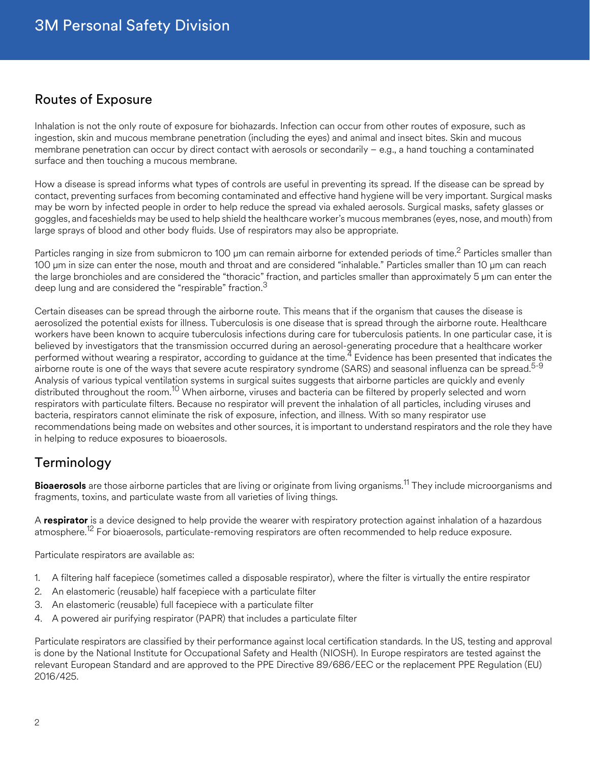## Routes of Exposure

Inhalation is not the only route of exposure for biohazards. Infection can occur from other routes of exposure, such as ingestion, skin and mucous membrane penetration (including the eyes) and animal and insect bites. Skin and mucous membrane penetration can occur by direct contact with aerosols or secondarily – e.g., a hand touching a contaminated surface and then touching a mucous membrane.

How a disease is spread informs what types of controls are useful in preventing its spread. If the disease can be spread by contact, preventing surfaces from becoming contaminated and effective hand hygiene will be very important. Surgical masks may be worn by infected people in order to help reduce the spread via exhaled aerosols. Surgical masks, safety glasses or goggles, and faceshields may be used to help shield the healthcare worker's mucous membranes (eyes, nose, and mouth) from large sprays of blood and other body fluids. Use of respirators may also be appropriate.

Particles ranging in size from submicron to 100 μm can remain airborne for extended periods of time.[2] Particles smaller than 100 μm in size can enter the nose, mouth and throat and are considered "inhalable." Particles smaller than 10 μm can reach the large bronchioles and are considered the "thoracic" fraction, and particles smaller than approximately 5 μm can enter the deep lung and are considered the "respirable" fraction.[3]

Certain diseases can be spread through the airborne route. This means that if the organism that causes the disease is aerosolized the potential exists for illness. Tuberculosis is one disease that is spread through the airborne route. Healthcare workers have been known to acquire tuberculosis infections during care for tuberculosis patients. In one particular case, it is believed by investigators that the transmission occurred during an aerosol-generating procedure that a healthcare worker performed without wearing a respirator, according to guidance at the time.[4] Evidence has been presented that indicates the airborne route is one of the ways that severe acute respiratory syndrome (SARS) and seasonal influenza can be spread.[5-9] Analysis of various typical ventilation systems in surgical suites suggests that airborne particles are quickly and evenly distributed throughout the room.[10] When airborne, viruses and bacteria can be filtered by properly selected and worn respirators with particulate filters. Because no respirator will prevent the inhalation of all particles, including viruses and bacteria, respirators cannot eliminate the risk of exposure, infection, and illness. With so many respirator use recommendations being made on websites and other sources, it is important to understand respirators and the role they have in helping to reduce exposures to bioaerosols.

## Terminology

**Bioaerosols** are those airborne particles that are living or originate from living organisms.[11] They include microorganisms and fragments, toxins, and particulate waste from all varieties of living things.

A **respirator** is a device designed to help provide the wearer with respiratory protection against inhalation of a hazardous atmosphere.[12] For bioaerosols, particulate-removing respirators are often recommended to help reduce exposure.

Particulate respirators are available as:

1. A filtering half facepiece (sometimes called a disposable respirator), where the filter is virtually the entire respirator
2. An elastomeric (reusable) half facepiece with a particulate filter
3. An elastomeric (reusable) full facepiece with a particulate filter
4. A powered air purifying respirator (PAPR) that includes a particulate filter

Particulate respirators are classified by their performance against local certification standards. In the US, testing and approval is done by the National Institute for Occupational Safety and Health (NIOSH). In Europe respirators are tested against the relevant European Standard and are approved to the PPE Directive 89/686/EEC or the replacement PPE Regulation (EU) 2016/425.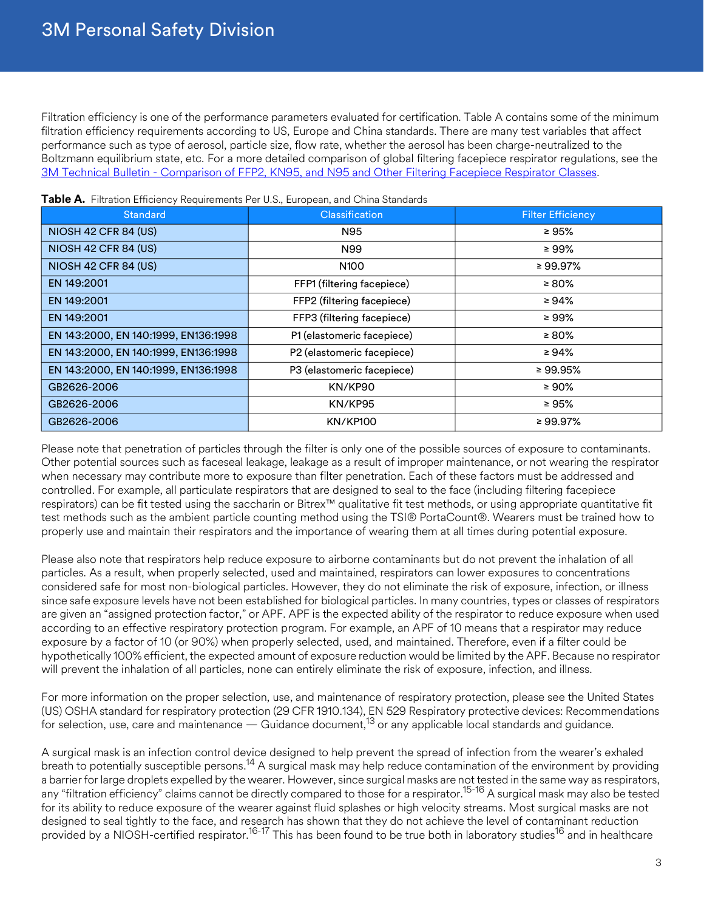Filtration efficiency is one of the performance parameters evaluated for certification. Table A contains some of the minimum filtration efficiency requirements according to US, Europe and China standards. There are many test variables that affect performance such as type of aerosol, particle size, flow rate, whether the aerosol has been charge-neutralized to the Boltzmann equilibrium state, etc. For a more detailed comparison of global filtering facepiece respirator regulations, see the [3M Technical Bulletin - Comparison of FFP2, KN95, and N95 and Other Filtering Facepiece Respirator Classes](3M Technical Bulletin - Comparison of FFP2, KN95, and N95 and Other Filtering Facepiece Respirator Classes).

**Table A.** Filtration Efficiency Requirements Per U.S., European, and China Standards

| Standard | Classification | Filter Efficiency |
|---|---|---|
| NIOSH 42 CFR 84 (US) | N95 | ≥ 95% |
| NIOSH 42 CFR 84 (US) | N99 | ≥ 99% |
| NIOSH 42 CFR 84 (US) | N100 | ≥ 99.97% |
| EN 149:2001 | FFP1 (filtering facepiece) | ≥ 80% |
| EN 149:2001 | FFP2 (filtering facepiece) | ≥ 94% |
| EN 149:2001 | FFP3 (filtering facepiece) | ≥ 99% |
| EN 143:2000, EN 140:1999, EN136:1998 | P1 (elastomeric facepiece) | ≥ 80% |
| EN 143:2000, EN 140:1999, EN136:1998 | P2 (elastomeric facepiece) | ≥ 94% |
| EN 143:2000, EN 140:1999, EN136:1998 | P3 (elastomeric facepiece) | ≥ 99.95% |
| GB2626-2006 | KN/KP90 | ≥ 90% |
| GB2626-2006 | KN/KP95 | ≥ 95% |
| GB2626-2006 | KN/KP100 | ≥ 99.97% |

Please note that penetration of particles through the filter is only one of the possible sources of exposure to contaminants. Other potential sources such as faceseal leakage, leakage as a result of improper maintenance, or not wearing the respirator when necessary may contribute more to exposure than filter penetration. Each of these factors must be addressed and controlled. For example, all particulate respirators that are designed to seal to the face (including filtering facepiece respirators) can be fit tested using the saccharin or Bitrex™ qualitative fit test methods, or using appropriate quantitative fit test methods such as the ambient particle counting method using the TSI® PortaCount®. Wearers must be trained how to properly use and maintain their respirators and the importance of wearing them at all times during potential exposure.

Please also note that respirators help reduce exposure to airborne contaminants but do not prevent the inhalation of all particles. As a result, when properly selected, used and maintained, respirators can lower exposures to concentrations considered safe for most non-biological particles. However, they do not eliminate the risk of exposure, infection, or illness since safe exposure levels have not been established for biological particles. In many countries, types or classes of respirators are given an "assigned protection factor," or APF. APF is the expected ability of the respirator to reduce exposure when used according to an effective respiratory protection program. For example, an APF of 10 means that a respirator may reduce exposure by a factor of 10 (or 90%) when properly selected, used, and maintained. Therefore, even if a filter could be hypothetically 100% efficient, the expected amount of exposure reduction would be limited by the APF. Because no respirator will prevent the inhalation of all particles, none can entirely eliminate the risk of exposure, infection, and illness.

For more information on the proper selection, use, and maintenance of respiratory protection, please see the United States (US) OSHA standard for respiratory protection (29 CFR 1910.134), EN 529 Respiratory protective devices: Recommendations for selection, use, care and maintenance — Guidance document,[13] or any applicable local standards and guidance.

A surgical mask is an infection control device designed to help prevent the spread of infection from the wearer's exhaled breath to potentially susceptible persons.[14] A surgical mask may help reduce contamination of the environment by providing a barrier for large droplets expelled by the wearer. However, since surgical masks are not tested in the same way as respirators, any "filtration efficiency" claims cannot be directly compared to those for a respirator.[15-16] A surgical mask may also be tested for its ability to reduce exposure of the wearer against fluid splashes or high velocity streams. Most surgical masks are not designed to seal tightly to the face, and research has shown that they do not achieve the level of contaminant reduction provided by a NIOSH-certified respirator.[16-17] This has been found to be true both in laboratory studies[16] and in healthcare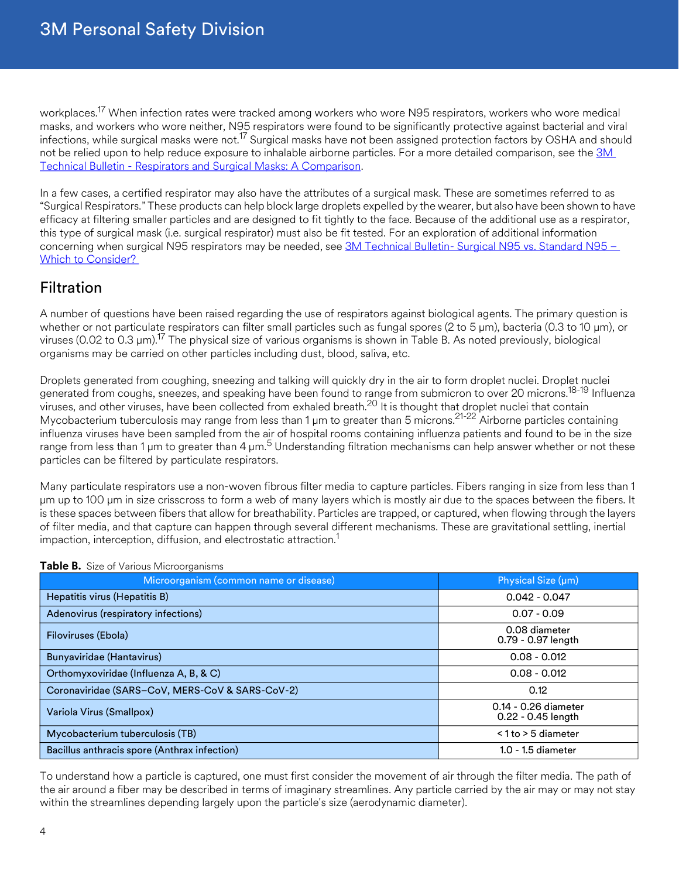workplaces.[17] When infection rates were tracked among workers who wore N95 respirators, workers who wore medical masks, and workers who wore neither, N95 respirators were found to be significantly protective against bacterial and viral infections, while surgical masks were not.[17] Surgical masks have not been assigned protection factors by OSHA and should not be relied upon to help reduce exposure to inhalable airborne particles. For a more detailed comparison, see the 3M Technical Bulletin - Respirators and Surgical Masks: A Comparison.

In a few cases, a certified respirator may also have the attributes of a surgical mask. These are sometimes referred to as "Surgical Respirators." These products can help block large droplets expelled by the wearer, but also have been shown to have efficacy at filtering smaller particles and are designed to fit tightly to the face. Because of the additional use as a respirator, this type of surgical mask (i.e. surgical respirator) must also be fit tested. For an exploration of additional information concerning when surgical N95 respirators may be needed, see 3M Technical Bulletin- Surgical N95 vs. Standard N95 – Which to Consider?

## Filtration

A number of questions have been raised regarding the use of respirators against biological agents. The primary question is whether or not particulate respirators can filter small particles such as fungal spores (2 to 5 μm), bacteria (0.3 to 10 μm), or viruses (0.02 to 0.3 μm).[17] The physical size of various organisms is shown in Table B. As noted previously, biological organisms may be carried on other particles including dust, blood, saliva, etc.

Droplets generated from coughing, sneezing and talking will quickly dry in the air to form droplet nuclei. Droplet nuclei generated from coughs, sneezes, and speaking have been found to range from submicron to over 20 microns.[18-19] Influenza viruses, and other viruses, have been collected from exhaled breath.[20] It is thought that droplet nuclei that contain Mycobacterium tuberculosis may range from less than 1 μm to greater than 5 microns.[21-22] Airborne particles containing influenza viruses have been sampled from the air of hospital rooms containing influenza patients and found to be in the size range from less than 1 μm to greater than 4 μm.[5] Understanding filtration mechanisms can help answer whether or not these particles can be filtered by particulate respirators.

Many particulate respirators use a non-woven fibrous filter media to capture particles. Fibers ranging in size from less than 1 μm up to 100 μm in size crisscross to form a web of many layers which is mostly air due to the spaces between the fibers. It is these spaces between fibers that allow for breathability. Particles are trapped, or captured, when flowing through the layers of filter media, and that capture can happen through several different mechanisms. These are gravitational settling, inertial impaction, interception, diffusion, and electrostatic attraction.[1]

**Table B.** Size of Various Microorganisms

| Microorganism (common name or disease) | Physical Size (μm) |
|---|---|
| Hepatitis virus (Hepatitis B) | 0.042 - 0.047 |
| Adenovirus (respiratory infections) | 0.07 - 0.09 |
| Filoviruses (Ebola) | 0.08 diameter<br>0.79 - 0.97 length |
| Bunyaviridae (Hantavirus) | 0.08 - 0.012 |
| Orthomyxoviridae (Influenza A, B, & C) | 0.08 - 0.012 |
| Coronaviridae (SARS–CoV, MERS-CoV & SARS-CoV-2) | 0.12 |
| Variola Virus (Smallpox) | 0.14 - 0.26 diameter<br>0.22 - 0.45 length |
| Mycobacterium tuberculosis (TB) | < 1 to > 5 diameter |
| Bacillus anthracis spore (Anthrax infection) | 1.0 - 1.5 diameter |

To understand how a particle is captured, one must first consider the movement of air through the filter media. The path of the air around a fiber may be described in terms of imaginary streamlines. Any particle carried by the air may or may not stay within the streamlines depending largely upon the particle's size (aerodynamic diameter).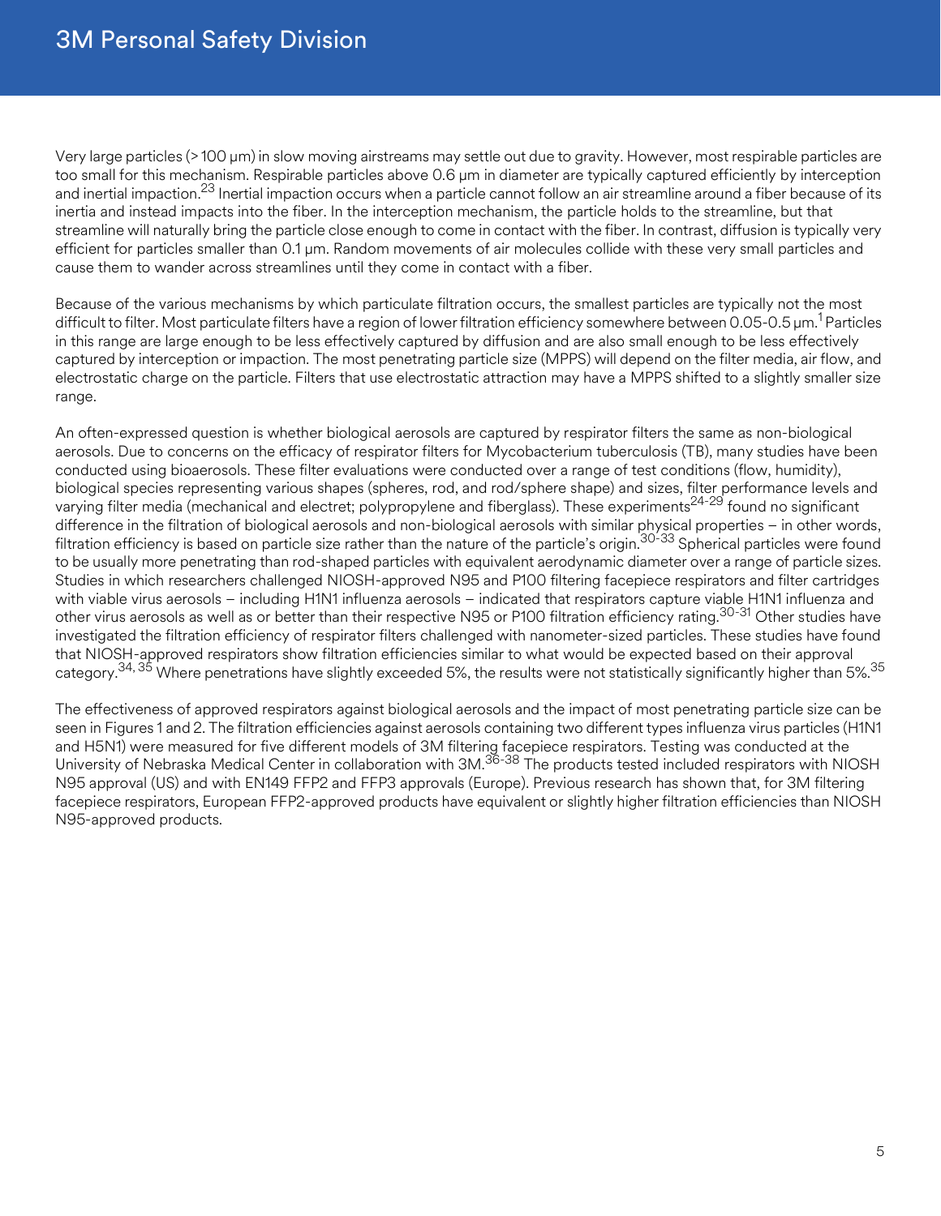Very large particles (> 100 µm) in slow moving airstreams may settle out due to gravity. However, most respirable particles are too small for this mechanism. Respirable particles above 0.6 µm in diameter are typically captured efficiently by interception and inertial impaction.[23] Inertial impaction occurs when a particle cannot follow an air streamline around a fiber because of its inertia and instead impacts into the fiber. In the interception mechanism, the particle holds to the streamline, but that streamline will naturally bring the particle close enough to come in contact with the fiber. In contrast, diffusion is typically very efficient for particles smaller than 0.1 µm. Random movements of air molecules collide with these very small particles and cause them to wander across streamlines until they come in contact with a fiber.

Because of the various mechanisms by which particulate filtration occurs, the smallest particles are typically not the most difficult to filter. Most particulate filters have a region of lower filtration efficiency somewhere between 0.05-0.5 µm.[1] Particles in this range are large enough to be less effectively captured by diffusion and are also small enough to be less effectively captured by interception or impaction. The most penetrating particle size (MPPS) will depend on the filter media, air flow, and electrostatic charge on the particle. Filters that use electrostatic attraction may have a MPPS shifted to a slightly smaller size range.

An often-expressed question is whether biological aerosols are captured by respirator filters the same as non-biological aerosols. Due to concerns on the efficacy of respirator filters for Mycobacterium tuberculosis (TB), many studies have been conducted using bioaerosols. These filter evaluations were conducted over a range of test conditions (flow, humidity), biological species representing various shapes (spheres, rod, and rod/sphere shape) and sizes, filter performance levels and varying filter media (mechanical and electret; polypropylene and fiberglass). These experiments[24-29] found no significant difference in the filtration of biological aerosols and non-biological aerosols with similar physical properties – in other words, filtration efficiency is based on particle size rather than the nature of the particle's origin.[30-33] Spherical particles were found to be usually more penetrating than rod-shaped particles with equivalent aerodynamic diameter over a range of particle sizes. Studies in which researchers challenged NIOSH-approved N95 and P100 filtering facepiece respirators and filter cartridges with viable virus aerosols – including H1N1 influenza aerosols – indicated that respirators capture viable H1N1 influenza and other virus aerosols as well as or better than their respective N95 or P100 filtration efficiency rating.[30-31] Other studies have investigated the filtration efficiency of respirator filters challenged with nanometer-sized particles. These studies have found that NIOSH-approved respirators show filtration efficiencies similar to what would be expected based on their approval category.[34, 35] Where penetrations have slightly exceeded 5%, the results were not statistically significantly higher than 5%.[35]

The effectiveness of approved respirators against biological aerosols and the impact of most penetrating particle size can be seen in Figures 1 and 2. The filtration efficiencies against aerosols containing two different types influenza virus particles (H1N1 and H5N1) were measured for five different models of 3M filtering facepiece respirators. Testing was conducted at the University of Nebraska Medical Center in collaboration with 3M.[36-38] The products tested included respirators with NIOSH N95 approval (US) and with EN149 FFP2 and FFP3 approvals (Europe). Previous research has shown that, for 3M filtering facepiece respirators, European FFP2-approved products have equivalent or slightly higher filtration efficiencies than NIOSH N95-approved products.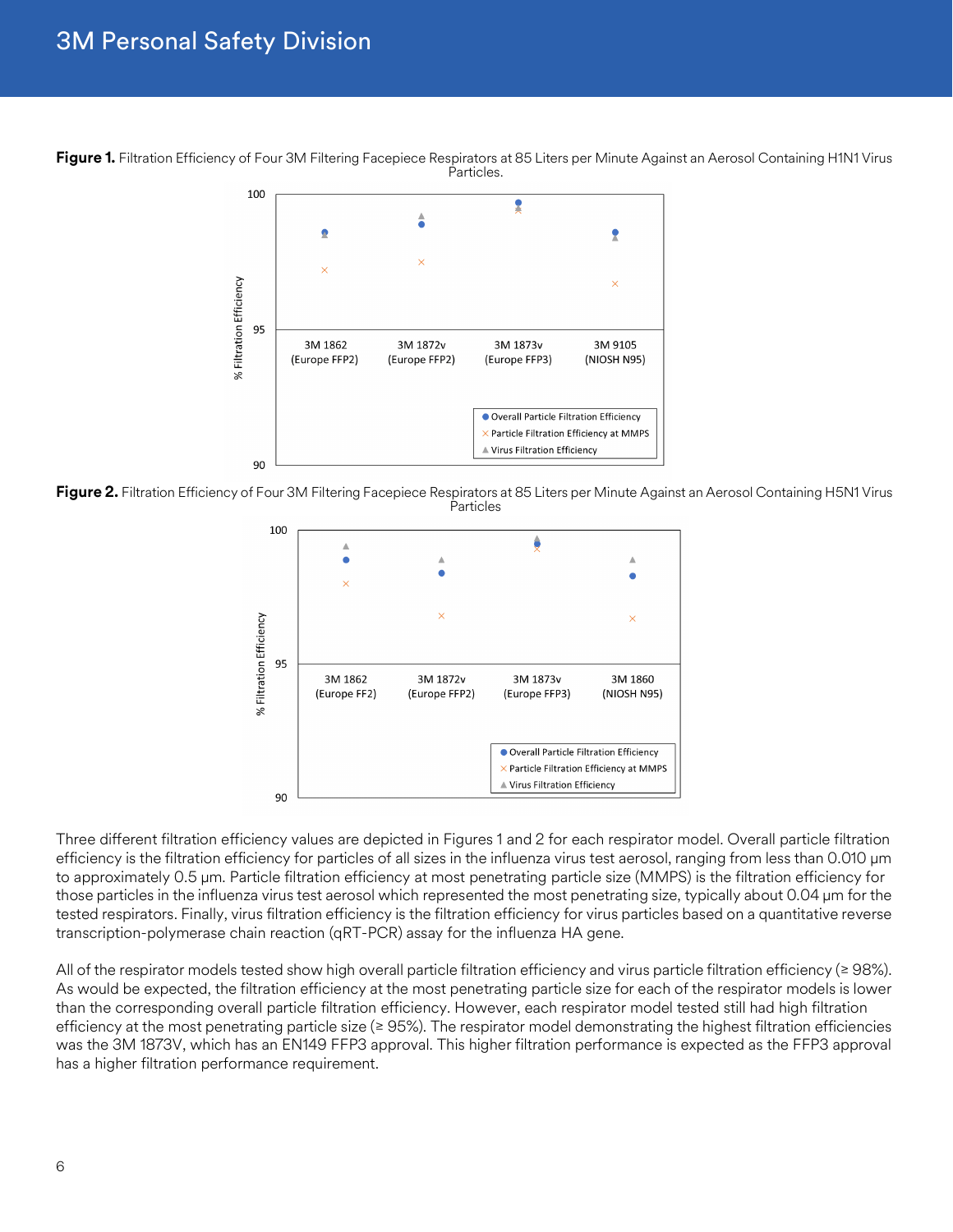**Figure 1.** Filtration Efficiency of Four 3M Filtering Facepiece Respirators at 85 Liters per Minute Against an Aerosol Containing H1N1 Virus Particles.

**Figure 2.** Filtration Efficiency of Four 3M Filtering Facepiece Respirators at 85 Liters per Minute Against an Aerosol Containing H5N1 Virus Particles

Three different filtration efficiency values are depicted in Figures 1 and 2 for each respirator model. Overall particle filtration efficiency is the filtration efficiency for particles of all sizes in the influenza virus test aerosol, ranging from less than 0.010 µm to approximately 0.5 µm. Particle filtration efficiency at most penetrating particle size (MMPS) is the filtration efficiency for those particles in the influenza virus test aerosol which represented the most penetrating size, typically about 0.04 µm for the tested respirators. Finally, virus filtration efficiency is the filtration efficiency for virus particles based on a quantitative reverse transcription-polymerase chain reaction (qRT-PCR) assay for the influenza HA gene.

All of the respirator models tested show high overall particle filtration efficiency and virus particle filtration efficiency (≥ 98%). As would be expected, the filtration efficiency at the most penetrating particle size for each of the respirator models is lower than the corresponding overall particle filtration efficiency. However, each respirator model tested still had high filtration efficiency at the most penetrating particle size (≥ 95%). The respirator model demonstrating the highest filtration efficiencies was the 3M 1873V, which has an EN149 FFP3 approval. This higher filtration performance is expected as the FFP3 approval has a higher filtration performance requirement.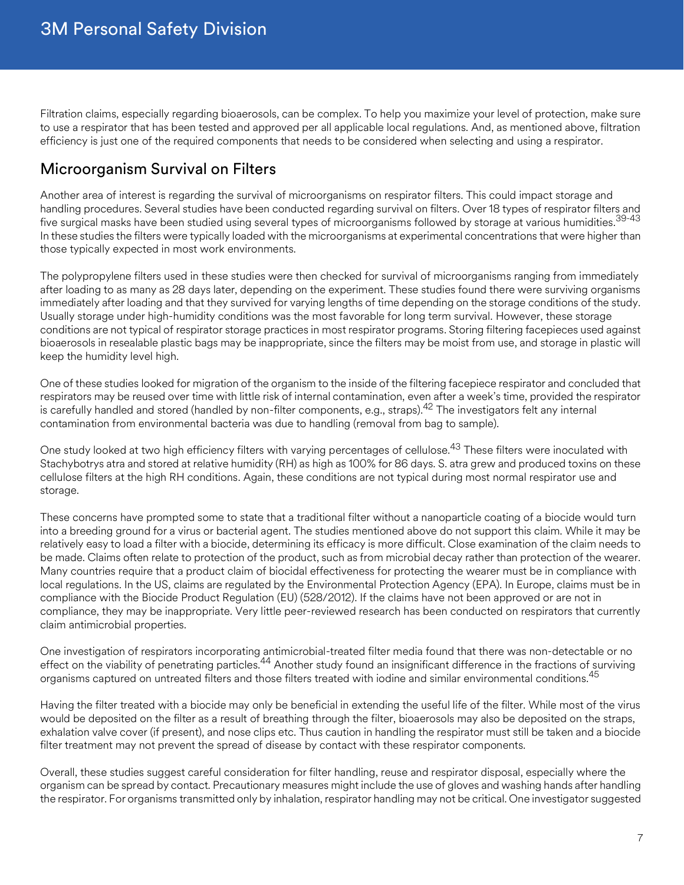Filtration claims, especially regarding bioaerosols, can be complex. To help you maximize your level of protection, make sure to use a respirator that has been tested and approved per all applicable local regulations. And, as mentioned above, filtration efficiency is just one of the required components that needs to be considered when selecting and using a respirator.

## Microorganism Survival on Filters

Another area of interest is regarding the survival of microorganisms on respirator filters. This could impact storage and handling procedures. Several studies have been conducted regarding survival on filters. Over 18 types of respirator filters and five surgical masks have been studied using several types of microorganisms followed by storage at various humidities.[39-43] In these studies the filters were typically loaded with the microorganisms at experimental concentrations that were higher than those typically expected in most work environments.

The polypropylene filters used in these studies were then checked for survival of microorganisms ranging from immediately after loading to as many as 28 days later, depending on the experiment. These studies found there were surviving organisms immediately after loading and that they survived for varying lengths of time depending on the storage conditions of the study. Usually storage under high-humidity conditions was the most favorable for long term survival. However, these storage conditions are not typical of respirator storage practices in most respirator programs. Storing filtering facepieces used against bioaerosols in resealable plastic bags may be inappropriate, since the filters may be moist from use, and storage in plastic will keep the humidity level high.

One of these studies looked for migration of the organism to the inside of the filtering facepiece respirator and concluded that respirators may be reused over time with little risk of internal contamination, even after a week's time, provided the respirator is carefully handled and stored (handled by non-filter components, e.g., straps).[42] The investigators felt any internal contamination from environmental bacteria was due to handling (removal from bag to sample).

One study looked at two high efficiency filters with varying percentages of cellulose.[43] These filters were inoculated with Stachybotrys atra and stored at relative humidity (RH) as high as 100% for 86 days. S. atra grew and produced toxins on these cellulose filters at the high RH conditions. Again, these conditions are not typical during most normal respirator use and storage.

These concerns have prompted some to state that a traditional filter without a nanoparticle coating of a biocide would turn into a breeding ground for a virus or bacterial agent. The studies mentioned above do not support this claim. While it may be relatively easy to load a filter with a biocide, determining its efficacy is more difficult. Close examination of the claim needs to be made. Claims often relate to protection of the product, such as from microbial decay rather than protection of the wearer. Many countries require that a product claim of biocidal effectiveness for protecting the wearer must be in compliance with local regulations. In the US, claims are regulated by the Environmental Protection Agency (EPA). In Europe, claims must be in compliance with the Biocide Product Regulation (EU) (528/2012). If the claims have not been approved or are not in compliance, they may be inappropriate. Very little peer-reviewed research has been conducted on respirators that currently claim antimicrobial properties.

One investigation of respirators incorporating antimicrobial-treated filter media found that there was non-detectable or no effect on the viability of penetrating particles.[44] Another study found an insignificant difference in the fractions of surviving organisms captured on untreated filters and those filters treated with iodine and similar environmental conditions.[45]

Having the filter treated with a biocide may only be beneficial in extending the useful life of the filter. While most of the virus would be deposited on the filter as a result of breathing through the filter, bioaerosols may also be deposited on the straps, exhalation valve cover (if present), and nose clips etc. Thus caution in handling the respirator must still be taken and a biocide filter treatment may not prevent the spread of disease by contact with these respirator components.

Overall, these studies suggest careful consideration for filter handling, reuse and respirator disposal, especially where the organism can be spread by contact. Precautionary measures might include the use of gloves and washing hands after handling the respirator. For organisms transmitted only by inhalation, respirator handling may not be critical. One investigator suggested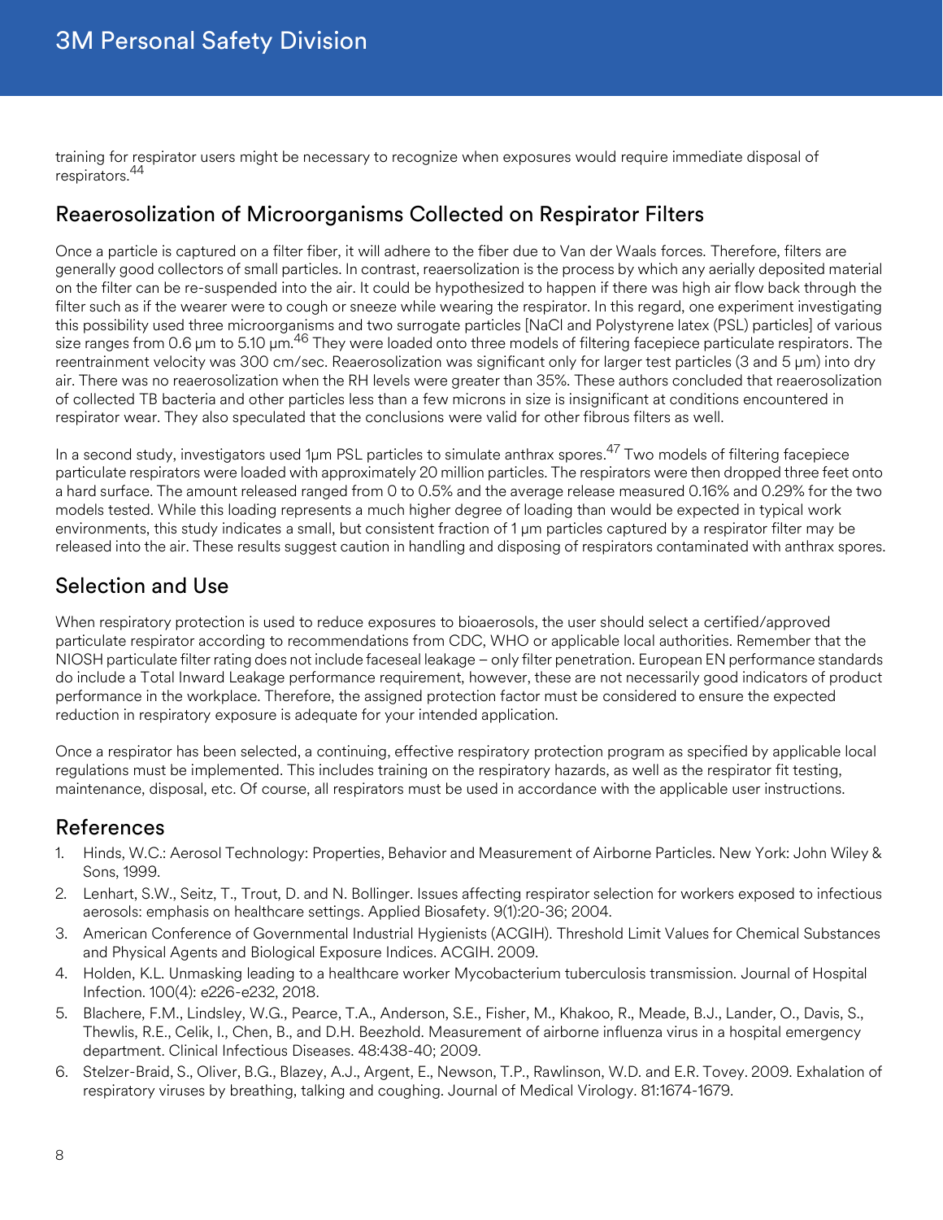training for respirator users might be necessary to recognize when exposures would require immediate disposal of respirators.[44]

## Reaerosolization of Microorganisms Collected on Respirator Filters

Once a particle is captured on a filter fiber, it will adhere to the fiber due to Van der Waals forces. Therefore, filters are generally good collectors of small particles. In contrast, reaersolization is the process by which any aerially deposited material on the filter can be re-suspended into the air. It could be hypothesized to happen if there was high air flow back through the filter such as if the wearer were to cough or sneeze while wearing the respirator. In this regard, one experiment investigating this possibility used three microorganisms and two surrogate particles [NaCl and Polystyrene latex (PSL) particles] of various size ranges from 0.6 μm to 5.10 μm.[46] They were loaded onto three models of filtering facepiece particulate respirators. The reentrainment velocity was 300 cm/sec. Reaerosolization was significant only for larger test particles (3 and 5 μm) into dry air. There was no reaerosolization when the RH levels were greater than 35%. These authors concluded that reaerosolization of collected TB bacteria and other particles less than a few microns in size is insignificant at conditions encountered in respirator wear. They also speculated that the conclusions were valid for other fibrous filters as well.

In a second study, investigators used 1μm PSL particles to simulate anthrax spores.[47] Two models of filtering facepiece particulate respirators were loaded with approximately 20 million particles. The respirators were then dropped three feet onto a hard surface. The amount released ranged from 0 to 0.5% and the average release measured 0.16% and 0.29% for the two models tested. While this loading represents a much higher degree of loading than would be expected in typical work environments, this study indicates a small, but consistent fraction of 1 μm particles captured by a respirator filter may be released into the air. These results suggest caution in handling and disposing of respirators contaminated with anthrax spores.

## Selection and Use

When respiratory protection is used to reduce exposures to bioaerosols, the user should select a certified/approved particulate respirator according to recommendations from CDC, WHO or applicable local authorities. Remember that the NIOSH particulate filter rating does not include faceseal leakage – only filter penetration. European EN performance standards do include a Total Inward Leakage performance requirement, however, these are not necessarily good indicators of product performance in the workplace. Therefore, the assigned protection factor must be considered to ensure the expected reduction in respiratory exposure is adequate for your intended application.

Once a respirator has been selected, a continuing, effective respiratory protection program as specified by applicable local regulations must be implemented. This includes training on the respiratory hazards, as well as the respirator fit testing, maintenance, disposal, etc. Of course, all respirators must be used in accordance with the applicable user instructions.

## References

1. Hinds, W.C.: Aerosol Technology: Properties, Behavior and Measurement of Airborne Particles. New York: John Wiley & Sons, 1999.
2. Lenhart, S.W., Seitz, T., Trout, D. and N. Bollinger. Issues affecting respirator selection for workers exposed to infectious aerosols: emphasis on healthcare settings. Applied Biosafety. 9(1):20-36; 2004.
3. American Conference of Governmental Industrial Hygienists (ACGIH). Threshold Limit Values for Chemical Substances and Physical Agents and Biological Exposure Indices. ACGIH. 2009.
4. Holden, K.L. Unmasking leading to a healthcare worker Mycobacterium tuberculosis transmission. Journal of Hospital Infection. 100(4): e226-e232, 2018.
5. Blachere, F.M., Lindsley, W.G., Pearce, T.A., Anderson, S.E., Fisher, M., Khakoo, R., Meade, B.J., Lander, O., Davis, S., Thewlis, R.E., Celik, I., Chen, B., and D.H. Beezhold. Measurement of airborne influenza virus in a hospital emergency department. Clinical Infectious Diseases. 48:438-40; 2009.
6. Stelzer-Braid, S., Oliver, B.G., Blazey, A.J., Argent, E., Newson, T.P., Rawlinson, W.D. and E.R. Tovey. 2009. Exhalation of respiratory viruses by breathing, talking and coughing. Journal of Medical Virology. 81:1674-1679.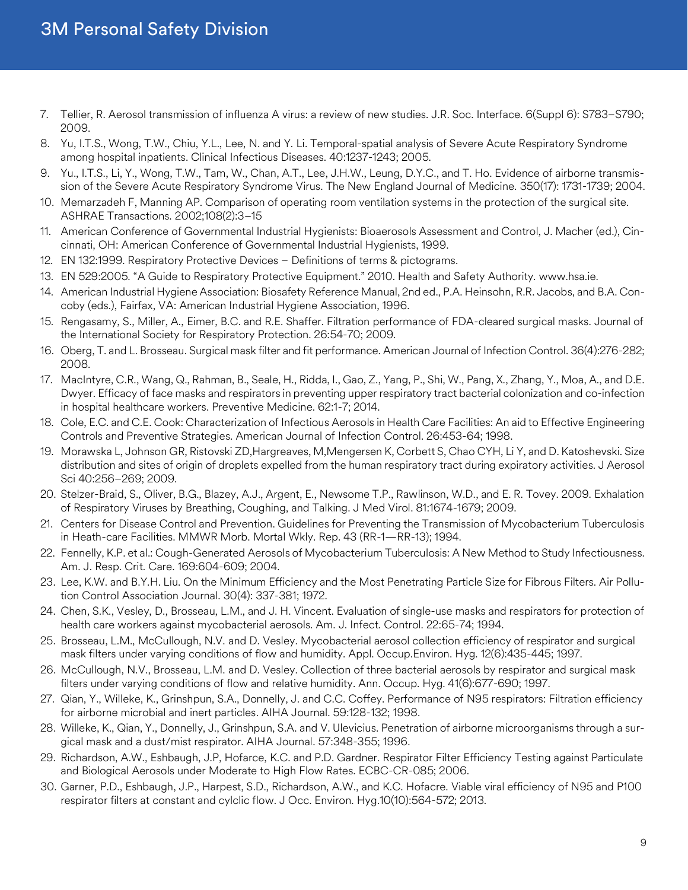7. Tellier, R. Aerosol transmission of influenza A virus: a review of new studies. J.R. Soc. Interface. 6(Suppl 6): S783–S790; 2009.
8. Yu, I.T.S., Wong, T.W., Chiu, Y.L., Lee, N. and Y. Li. Temporal-spatial analysis of Severe Acute Respiratory Syndrome among hospital inpatients. Clinical Infectious Diseases. 40:1237-1243; 2005.
9. Yu., I.T.S., Li, Y., Wong, T.W., Tam, W., Chan, A.T., Lee, J.H.W., Leung, D.Y.C., and T. Ho. Evidence of airborne transmission of the Severe Acute Respiratory Syndrome Virus. The New England Journal of Medicine. 350(17): 1731-1739; 2004.
10. Memarzadeh F, Manning AP. Comparison of operating room ventilation systems in the protection of the surgical site. ASHRAE Transactions. 2002;108(2):3–15
11. American Conference of Governmental Industrial Hygienists: Bioaerosols Assessment and Control, J. Macher (ed.), Cincinnati, OH: American Conference of Governmental Industrial Hygienists, 1999.
12. EN 132:1999. Respiratory Protective Devices – Definitions of terms & pictograms.
13. EN 529:2005. "A Guide to Respiratory Protective Equipment." 2010. Health and Safety Authority. www.hsa.ie.
14. American Industrial Hygiene Association: Biosafety Reference Manual, 2nd ed., P.A. Heinsohn, R.R. Jacobs, and B.A. Concoby (eds.), Fairfax, VA: American Industrial Hygiene Association, 1996.
15. Rengasamy, S., Miller, A., Eimer, B.C. and R.E. Shaffer. Filtration performance of FDA-cleared surgical masks. Journal of the International Society for Respiratory Protection. 26:54-70; 2009.
16. Oberg, T. and L. Brosseau. Surgical mask filter and fit performance. American Journal of Infection Control. 36(4):276-282; 2008.
17. MacIntyre, C.R., Wang, Q., Rahman, B., Seale, H., Ridda, I., Gao, Z., Yang, P., Shi, W., Pang, X., Zhang, Y., Moa, A., and D.E. Dwyer. Efficacy of face masks and respirators in preventing upper respiratory tract bacterial colonization and co-infection in hospital healthcare workers. Preventive Medicine. 62:1-7; 2014.
18. Cole, E.C. and C.E. Cook: Characterization of Infectious Aerosols in Health Care Facilities: An aid to Effective Engineering Controls and Preventive Strategies. American Journal of Infection Control. 26:453-64; 1998.
19. Morawska L, Johnson GR, Ristovski ZD,Hargreaves, M,Mengersen K, Corbett S, Chao CYH, Li Y, and D. Katoshevski. Size distribution and sites of origin of droplets expelled from the human respiratory tract during expiratory activities. J Aerosol Sci 40:256–269; 2009.
20. Stelzer-Braid, S., Oliver, B.G., Blazey, A.J., Argent, E., Newsome T.P., Rawlinson, W.D., and E. R. Tovey. 2009. Exhalation of Respiratory Viruses by Breathing, Coughing, and Talking. J Med Virol. 81:1674-1679; 2009.
21. Centers for Disease Control and Prevention. Guidelines for Preventing the Transmission of Mycobacterium Tuberculosis in Heath-care Facilities. MMWR Morb. Mortal Wkly. Rep. 43 (RR-1—RR-13); 1994.
22. Fennelly, K.P. et al.: Cough-Generated Aerosols of Mycobacterium Tuberculosis: A New Method to Study Infectiousness. Am. J. Resp. Crit. Care. 169:604-609; 2004.
23. Lee, K.W. and B.Y.H. Liu. On the Minimum Efficiency and the Most Penetrating Particle Size for Fibrous Filters. Air Pollution Control Association Journal. 30(4): 337-381; 1972.
24. Chen, S.K., Vesley, D., Brosseau, L.M., and J. H. Vincent. Evaluation of single-use masks and respirators for protection of health care workers against mycobacterial aerosols. Am. J. Infect. Control. 22:65-74; 1994.
25. Brosseau, L.M., McCullough, N.V. and D. Vesley. Mycobacterial aerosol collection efficiency of respirator and surgical mask filters under varying conditions of flow and humidity. Appl. Occup.Environ. Hyg. 12(6):435-445; 1997.
26. McCullough, N.V., Brosseau, L.M. and D. Vesley. Collection of three bacterial aerosols by respirator and surgical mask filters under varying conditions of flow and relative humidity. Ann. Occup. Hyg. 41(6):677-690; 1997.
27. Qian, Y., Willeke, K., Grinshpun, S.A., Donnelly, J. and C.C. Coffey. Performance of N95 respirators: Filtration efficiency for airborne microbial and inert particles. AIHA Journal. 59:128-132; 1998.
28. Willeke, K., Qian, Y., Donnelly, J., Grinshpun, S.A. and V. Ulevicius. Penetration of airborne microorganisms through a surgical mask and a dust/mist respirator. AIHA Journal. 57:348-355; 1996.
29. Richardson, A.W., Eshbaugh, J.P, Hofarce, K.C. and P.D. Gardner. Respirator Filter Efficiency Testing against Particulate and Biological Aerosols under Moderate to High Flow Rates. ECBC-CR-085; 2006.
30. Garner, P.D., Eshbaugh, J.P., Harpest, S.D., Richardson, A.W., and K.C. Hofacre. Viable viral efficiency of N95 and P100 respirator filters at constant and cylclic flow. J Occ. Environ. Hyg.10(10):564-572; 2013.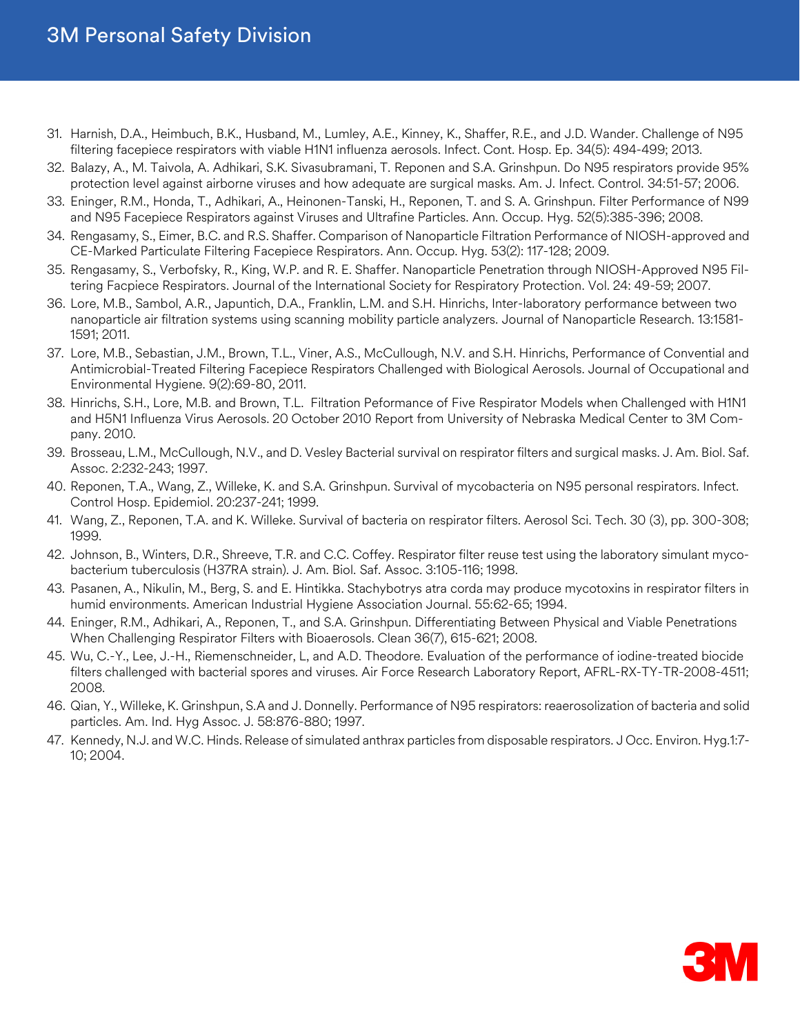31. Harnish, D.A., Heimbuch, B.K., Husband, M., Lumley, A.E., Kinney, K., Shaffer, R.E., and J.D. Wander. Challenge of N95 filtering facepiece respirators with viable H1N1 influenza aerosols. Infect. Cont. Hosp. Ep. 34(5): 494-499; 2013.
32. Balazy, A., M. Taivola, A. Adhikari, S.K. Sivasubramani, T. Reponen and S.A. Grinshpun. Do N95 respirators provide 95% protection level against airborne viruses and how adequate are surgical masks. Am. J. Infect. Control. 34:51-57; 2006.
33. Eninger, R.M., Honda, T., Adhikari, A., Heinonen-Tanski, H., Reponen, T. and S. A. Grinshpun. Filter Performance of N99 and N95 Facepiece Respirators against Viruses and Ultrafine Particles. Ann. Occup. Hyg. 52(5):385-396; 2008.
34. Rengasamy, S., Eimer, B.C. and R.S. Shaffer. Comparison of Nanoparticle Filtration Performance of NIOSH-approved and CE-Marked Particulate Filtering Facepiece Respirators. Ann. Occup. Hyg. 53(2): 117-128; 2009.
35. Rengasamy, S., Verbofsky, R., King, W.P. and R. E. Shaffer. Nanoparticle Penetration through NIOSH-Approved N95 Filtering Facpiece Respirators. Journal of the International Society for Respiratory Protection. Vol. 24: 49-59; 2007.
36. Lore, M.B., Sambol, A.R., Japuntich, D.A., Franklin, L.M. and S.H. Hinrichs, Inter-laboratory performance between two nanoparticle air filtration systems using scanning mobility particle analyzers. Journal of Nanoparticle Research. 13:1581-1591; 2011.
37. Lore, M.B., Sebastian, J.M., Brown, T.L., Viner, A.S., McCullough, N.V. and S.H. Hinrichs, Performance of Convential and Antimicrobial-Treated Filtering Facepiece Respirators Challenged with Biological Aerosols. Journal of Occupational and Environmental Hygiene. 9(2):69-80, 2011.
38. Hinrichs, S.H., Lore, M.B. and Brown, T.L. Filtration Peformance of Five Respirator Models when Challenged with H1N1 and H5N1 Influenza Virus Aerosols. 20 October 2010 Report from University of Nebraska Medical Center to 3M Company. 2010.
39. Brosseau, L.M., McCullough, N.V., and D. Vesley Bacterial survival on respirator filters and surgical masks. J. Am. Biol. Saf. Assoc. 2:232-243; 1997.
40. Reponen, T.A., Wang, Z., Willeke, K. and S.A. Grinshpun. Survival of mycobacteria on N95 personal respirators. Infect. Control Hosp. Epidemiol. 20:237-241; 1999.
41. Wang, Z., Reponen, T.A. and K. Willeke. Survival of bacteria on respirator filters. Aerosol Sci. Tech. 30 (3), pp. 300-308; 1999.
42. Johnson, B., Winters, D.R., Shreeve, T.R. and C.C. Coffey. Respirator filter reuse test using the laboratory simulant mycobacterium tuberculosis (H37RA strain). J. Am. Biol. Saf. Assoc. 3:105-116; 1998.
43. Pasanen, A., Nikulin, M., Berg, S. and E. Hintikka. Stachybotrys atra corda may produce mycotoxins in respirator filters in humid environments. American Industrial Hygiene Association Journal. 55:62-65; 1994.
44. Eninger, R.M., Adhikari, A., Reponen, T., and S.A. Grinshpun. Differentiating Between Physical and Viable Penetrations When Challenging Respirator Filters with Bioaerosols. Clean 36(7), 615-621; 2008.
45. Wu, C.-Y., Lee, J.-H., Riemenschneider, L, and A.D. Theodore. Evaluation of the performance of iodine-treated biocide filters challenged with bacterial spores and viruses. Air Force Research Laboratory Report, AFRL-RX-TY-TR-2008-4511; 2008.
46. Qian, Y., Willeke, K. Grinshpun, S.A and J. Donnelly. Performance of N95 respirators: reaerosolization of bacteria and solid particles. Am. Ind. Hyg Assoc. J. 58:876-880; 1997.
47. Kennedy, N.J. and W.C. Hinds. Release of simulated anthrax particles from disposable respirators. J Occ. Environ. Hyg.1:7-10; 2004.